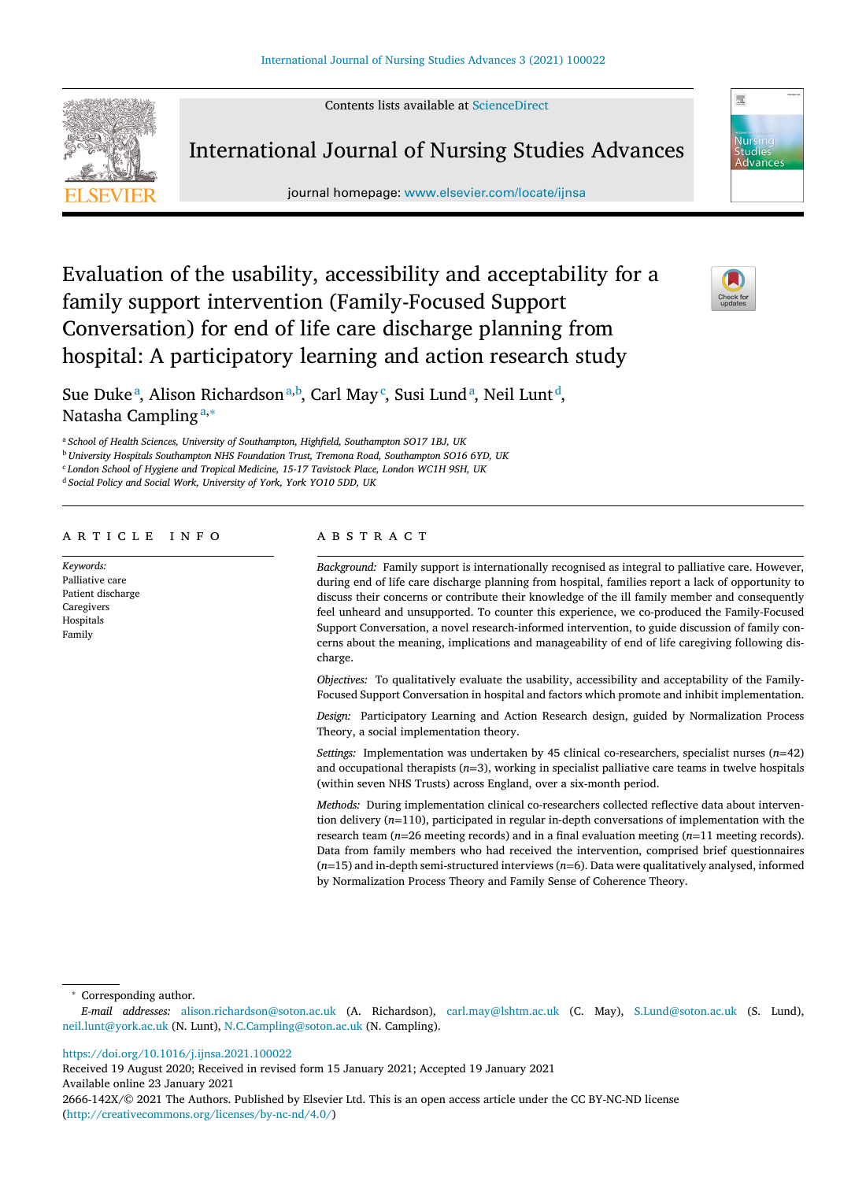# Evaluation of the usability, accessibility and acceptability for a family support intervention (Family-Focused Support Conversation) for end of life care discharge planning from hospital: A participatory learning and action research study

Sue Duke[a], Alison Richardson[a,b], Carl May[c], Susi Lund[a], Neil Lunt[d], Natasha Campling[a,*]

[a] School of Health Sciences, University of Southampton, Highfield, Southampton SO17 1BJ, UK
[b] University Hospitals Southampton NHS Foundation Trust, Tremona Road, Southampton SO16 6YD, UK
[c] London School of Hygiene and Tropical Medicine, 15-17 Tavistock Place, London WC1H 9SH, UK
[d] Social Policy and Social Work, University of York, York YO10 5DD, UK

## ARTICLE INFO

*Keywords:*
Palliative care
Patient discharge
Caregivers
Hospitals
Family

## ABSTRACT

*Background:* Family support is internationally recognised as integral to palliative care. However, during end of life care discharge planning from hospital, families report a lack of opportunity to discuss their concerns or contribute their knowledge of the ill family member and consequently feel unheard and unsupported. To counter this experience, we co-produced the Family-Focused Support Conversation, a novel research-informed intervention, to guide discussion of family concerns about the meaning, implications and manageability of end of life caregiving following discharge.

*Objectives:* To qualitatively evaluate the usability, accessibility and acceptability of the Family-Focused Support Conversation in hospital and factors which promote and inhibit implementation.

*Design:* Participatory Learning and Action Research design, guided by Normalization Process Theory, a social implementation theory.

*Settings:* Implementation was undertaken by 45 clinical co-researchers, specialist nurses ($n$=42) and occupational therapists ($n$=3), working in specialist palliative care teams in twelve hospitals (within seven NHS Trusts) across England, over a six-month period.

*Methods:* During implementation clinical co-researchers collected reflective data about intervention delivery ($n$=110), participated in regular in-depth conversations of implementation with the research team ($n$=26 meeting records) and in a final evaluation meeting ($n$=11 meeting records). Data from family members who had received the intervention, comprised brief questionnaires ($n$=15) and in-depth semi-structured interviews ($n$=6). Data were qualitatively analysed, informed by Normalization Process Theory and Family Sense of Coherence Theory.

* Corresponding author.
*E-mail addresses:* alison.richardson@soton.ac.uk (A. Richardson), carl.may@lshtm.ac.uk (C. May), S.Lund@soton.ac.uk (S. Lund), neil.lunt@york.ac.uk (N. Lunt), N.C.Campling@soton.ac.uk (N. Campling).

https://doi.org/10.1016/j.ijnsa.2021.100022
Received 19 August 2020; Received in revised form 15 January 2021; Accepted 19 January 2021
Available online 23 January 2021
2666-142X/© 2021 The Authors. Published by Elsevier Ltd. This is an open access article under the CC BY-NC-ND license (http://creativecommons.org/licenses/by-nc-nd/4.0/)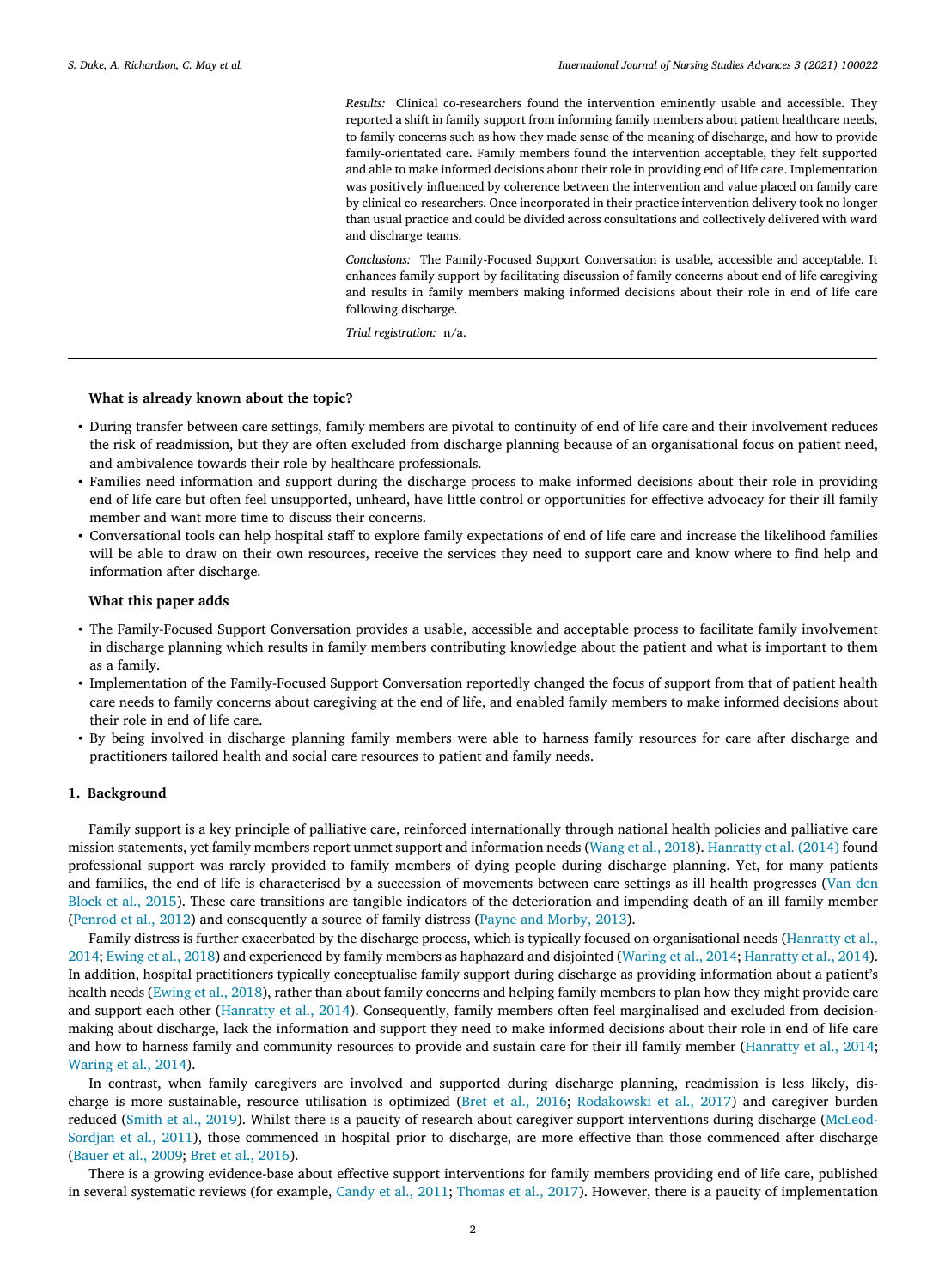*Results:* Clinical co-researchers found the intervention eminently usable and accessible. They reported a shift in family support from informing family members about patient healthcare needs, to family concerns such as how they made sense of the meaning of discharge, and how to provide family-orientated care. Family members found the intervention acceptable, they felt supported and able to make informed decisions about their role in providing end of life care. Implementation was positively influenced by coherence between the intervention and value placed on family care by clinical co-researchers. Once incorporated in their practice intervention delivery took no longer than usual practice and could be divided across consultations and collectively delivered with ward and discharge teams.

*Conclusions:* The Family-Focused Support Conversation is usable, accessible and acceptable. It enhances family support by facilitating discussion of family concerns about end of life caregiving and results in family members making informed decisions about their role in end of life care following discharge.

*Trial registration:* n/a.

---

**What is already known about the topic?**

- During transfer between care settings, family members are pivotal to continuity of end of life care and their involvement reduces the risk of readmission, but they are often excluded from discharge planning because of an organisational focus on patient need, and ambivalence towards their role by healthcare professionals.
- Families need information and support during the discharge process to make informed decisions about their role in providing end of life care but often feel unsupported, unheard, have little control or opportunities for effective advocacy for their ill family member and want more time to discuss their concerns.
- Conversational tools can help hospital staff to explore family expectations of end of life care and increase the likelihood families will be able to draw on their own resources, receive the services they need to support care and know where to find help and information after discharge.

**What this paper adds**

- The Family-Focused Support Conversation provides a usable, accessible and acceptable process to facilitate family involvement in discharge planning which results in family members contributing knowledge about the patient and what is important to them as a family.
- Implementation of the Family-Focused Support Conversation reportedly changed the focus of support from that of patient health care needs to family concerns about caregiving at the end of life, and enabled family members to make informed decisions about their role in end of life care.
- By being involved in discharge planning family members were able to harness family resources for care after discharge and practitioners tailored health and social care resources to patient and family needs.

## 1. Background

Family support is a key principle of palliative care, reinforced internationally through national health policies and palliative care mission statements, yet family members report unmet support and information needs (Wang et al., 2018). Hanratty et al. (2014) found professional support was rarely provided to family members of dying people during discharge planning. Yet, for many patients and families, the end of life is characterised by a succession of movements between care settings as ill health progresses (Van den Block et al., 2015). These care transitions are tangible indicators of the deterioration and impending death of an ill family member (Penrod et al., 2012) and consequently a source of family distress (Payne and Morby, 2013).

Family distress is further exacerbated by the discharge process, which is typically focused on organisational needs (Hanratty et al., 2014; Ewing et al., 2018) and experienced by family members as haphazard and disjointed (Waring et al., 2014; Hanratty et al., 2014). In addition, hospital practitioners typically conceptualise family support during discharge as providing information about a patient's health needs (Ewing et al., 2018), rather than about family concerns and helping family members to plan how they might provide care and support each other (Hanratty et al., 2014). Consequently, family members often feel marginalised and excluded from decision-making about discharge, lack the information and support they need to make informed decisions about their role in end of life care and how to harness family and community resources to provide and sustain care for their ill family member (Hanratty et al., 2014; Waring et al., 2014).

In contrast, when family caregivers are involved and supported during discharge planning, readmission is less likely, discharge is more sustainable, resource utilisation is optimized (Bret et al., 2016; Rodakowski et al., 2017) and caregiver burden reduced (Smith et al., 2019). Whilst there is a paucity of research about caregiver support interventions during discharge (McLeod-Sordjan et al., 2011), those commenced in hospital prior to discharge, are more effective than those commenced after discharge (Bauer et al., 2009; Bret et al., 2016).

There is a growing evidence-base about effective support interventions for family members providing end of life care, published in several systematic reviews (for example, Candy et al., 2011; Thomas et al., 2017). However, there is a paucity of implementation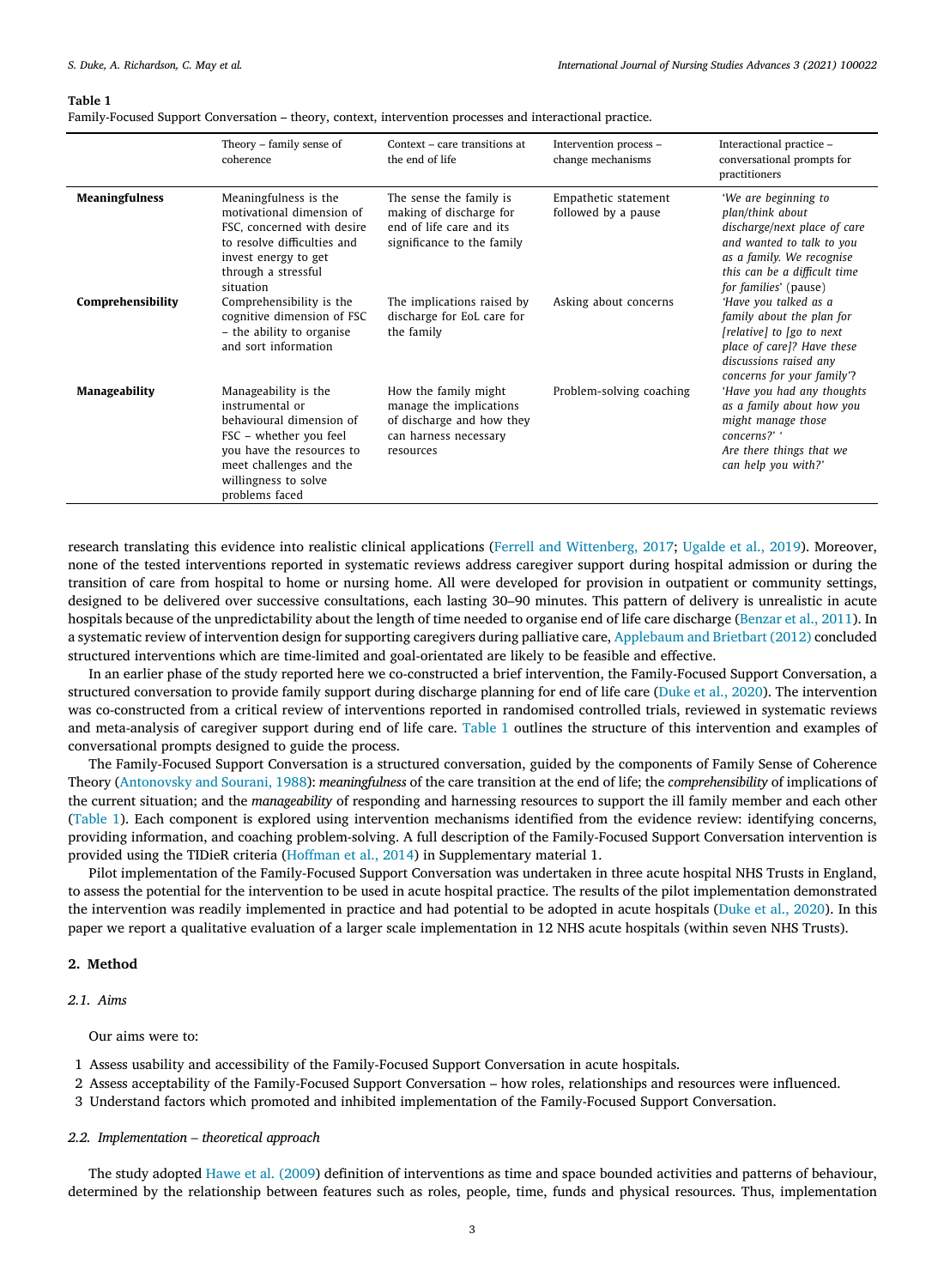**Table 1**
Family-Focused Support Conversation – theory, context, intervention processes and interactional practice.

| | Theory – family sense of coherence | Context – care transitions at the end of life | Intervention process – change mechanisms | Interactional practice – conversational prompts for practitioners |
|---|---|---|---|---|
| **Meaningfulness** | Meaningfulness is the motivational dimension of FSC, concerned with desire to resolve difficulties and invest energy to get through a stressful situation | The sense the family is making of discharge for end of life care and its significance to the family | Empathetic statement followed by a pause | '*We are beginning to plan/think about discharge/next place of care and wanted to talk to you as a family. We recognise this can be a difficult time for families*' (pause) |
| **Comprehensibility** | Comprehensibility is the cognitive dimension of FSC – the ability to organise and sort information | The implications raised by discharge for EoL care for the family | Asking about concerns | '*Have you talked as a family about the plan for [relative] to [go to next place of care]? Have these discussions raised any concerns for your family*'? |
| **Manageability** | Manageability is the instrumental or behavioural dimension of FSC – whether you feel you have the resources to meet challenges and the willingness to solve problems faced | How the family might manage the implications of discharge and how they can harness necessary resources | Problem-solving coaching | '*Have you had any thoughts as a family about how you might manage those concerns?*' '*Are there things that we can help you with?*' |

research translating this evidence into realistic clinical applications (Ferrell and Wittenberg, 2017; Ugalde et al., 2019). Moreover, none of the tested interventions reported in systematic reviews address caregiver support during hospital admission or during the transition of care from hospital to home or nursing home. All were developed for provision in outpatient or community settings, designed to be delivered over successive consultations, each lasting 30–90 minutes. This pattern of delivery is unrealistic in acute hospitals because of the unpredictability about the length of time needed to organise end of life care discharge (Benzar et al., 2011). In a systematic review of intervention design for supporting caregivers during palliative care, Applebaum and Brietbart (2012) concluded structured interventions which are time-limited and goal-orientated are likely to be feasible and effective.

In an earlier phase of the study reported here we co-constructed a brief intervention, the Family-Focused Support Conversation, a structured conversation to provide family support during discharge planning for end of life care (Duke et al., 2020). The intervention was co-constructed from a critical review of interventions reported in randomised controlled trials, reviewed in systematic reviews and meta-analysis of caregiver support during end of life care. Table 1 outlines the structure of this intervention and examples of conversational prompts designed to guide the process.

The Family-Focused Support Conversation is a structured conversation, guided by the components of Family Sense of Coherence Theory (Antonovsky and Sourani, 1988): *meaningfulness* of the care transition at the end of life; the *comprehensibility* of implications of the current situation; and the *manageability* of responding and harnessing resources to support the ill family member and each other (Table 1). Each component is explored using intervention mechanisms identified from the evidence review: identifying concerns, providing information, and coaching problem-solving. A full description of the Family-Focused Support Conversation intervention is provided using the TIDieR criteria (Hoffman et al., 2014) in Supplementary material 1.

Pilot implementation of the Family-Focused Support Conversation was undertaken in three acute hospital NHS Trusts in England, to assess the potential for the intervention to be used in acute hospital practice. The results of the pilot implementation demonstrated the intervention was readily implemented in practice and had potential to be adopted in acute hospitals (Duke et al., 2020). In this paper we report a qualitative evaluation of a larger scale implementation in 12 NHS acute hospitals (within seven NHS Trusts).

## 2. Method

### 2.1. Aims

Our aims were to:

1 Assess usability and accessibility of the Family-Focused Support Conversation in acute hospitals.
2 Assess acceptability of the Family-Focused Support Conversation – how roles, relationships and resources were influenced.
3 Understand factors which promoted and inhibited implementation of the Family-Focused Support Conversation.

### 2.2. Implementation – theoretical approach

The study adopted Hawe et al. (2009) definition of interventions as time and space bounded activities and patterns of behaviour, determined by the relationship between features such as roles, people, time, funds and physical resources. Thus, implementation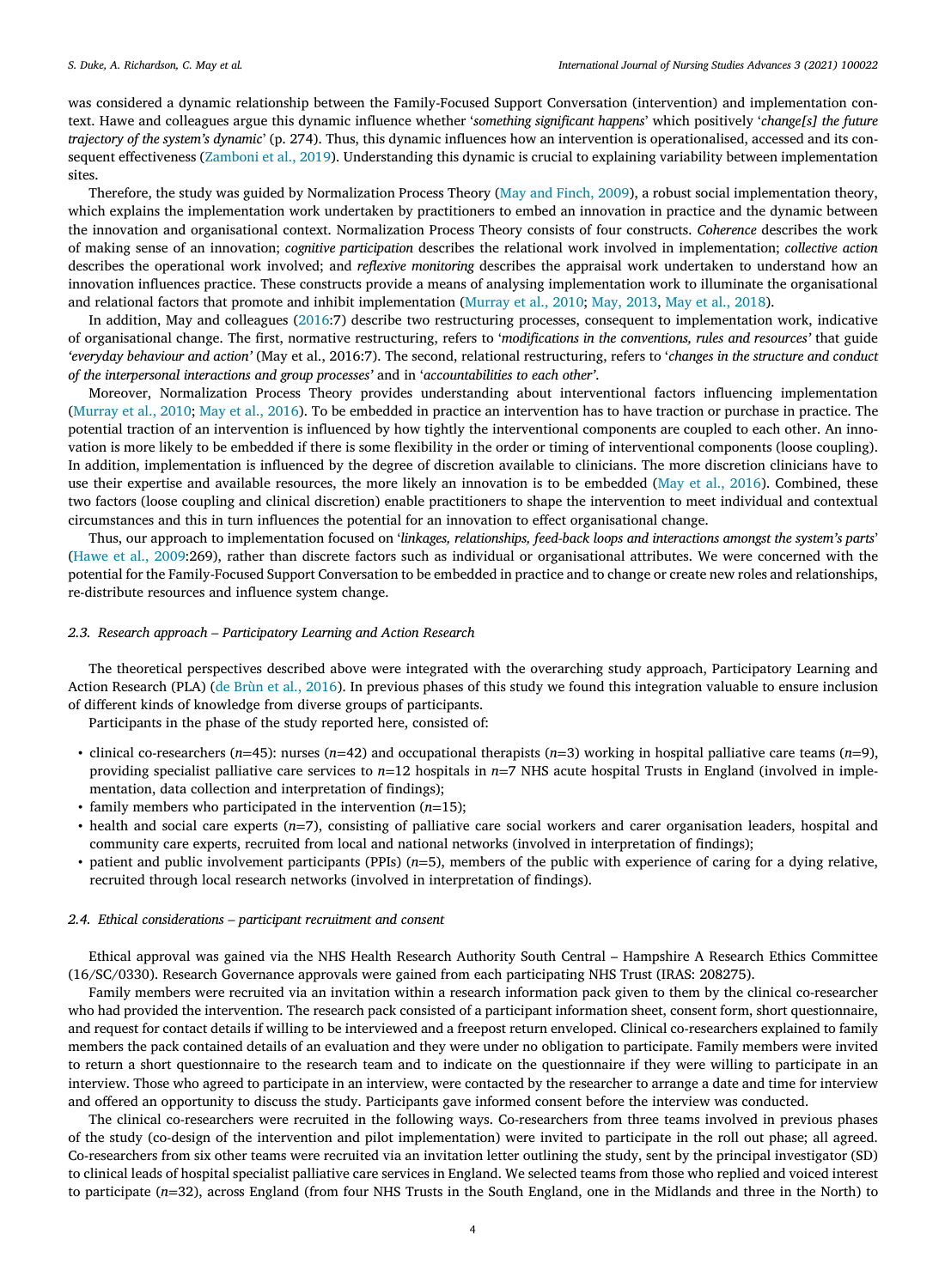was considered a dynamic relationship between the Family-Focused Support Conversation (intervention) and implementation context. Hawe and colleagues argue this dynamic influence whether '*something significant happens*' which positively '*change[s] the future trajectory of the system's dynamic*' (p. 274). Thus, this dynamic influences how an intervention is operationalised, accessed and its consequent effectiveness (Zamboni et al., 2019). Understanding this dynamic is crucial to explaining variability between implementation sites.

Therefore, the study was guided by Normalization Process Theory (May and Finch, 2009), a robust social implementation theory, which explains the implementation work undertaken by practitioners to embed an innovation in practice and the dynamic between the innovation and organisational context. Normalization Process Theory consists of four constructs. *Coherence* describes the work of making sense of an innovation; *cognitive participation* describes the relational work involved in implementation; *collective action* describes the operational work involved; and *reflexive monitoring* describes the appraisal work undertaken to understand how an innovation influences practice. These constructs provide a means of analysing implementation work to illuminate the organisational and relational factors that promote and inhibit implementation (Murray et al., 2010; May, 2013, May et al., 2018).

In addition, May and colleagues (2016:7) describe two restructuring processes, consequent to implementation work, indicative of organisational change. The first, normative restructuring, refers to '*modifications in the conventions, rules and resources'* that guide *'everyday behaviour and action'* (May et al., 2016:7). The second, relational restructuring, refers to '*changes in the structure and conduct of the interpersonal interactions and group processes'* and in '*accountabilities to each other'*.

Moreover, Normalization Process Theory provides understanding about interventional factors influencing implementation (Murray et al., 2010; May et al., 2016). To be embedded in practice an intervention has to have traction or purchase in practice. The potential traction of an intervention is influenced by how tightly the interventional components are coupled to each other. An innovation is more likely to be embedded if there is some flexibility in the order or timing of interventional components (loose coupling). In addition, implementation is influenced by the degree of discretion available to clinicians. The more discretion clinicians have to use their expertise and available resources, the more likely an innovation is to be embedded (May et al., 2016). Combined, these two factors (loose coupling and clinical discretion) enable practitioners to shape the intervention to meet individual and contextual circumstances and this in turn influences the potential for an innovation to effect organisational change.

Thus, our approach to implementation focused on '*linkages, relationships, feed-back loops and interactions amongst the system's parts*' (Hawe et al., 2009:269), rather than discrete factors such as individual or organisational attributes. We were concerned with the potential for the Family-Focused Support Conversation to be embedded in practice and to change or create new roles and relationships, re-distribute resources and influence system change.

### *2.3. Research approach – Participatory Learning and Action Research*

The theoretical perspectives described above were integrated with the overarching study approach, Participatory Learning and Action Research (PLA) (de Brùn et al., 2016). In previous phases of this study we found this integration valuable to ensure inclusion of different kinds of knowledge from diverse groups of participants.

Participants in the phase of the study reported here, consisted of:

- clinical co-researchers ($n$=45): nurses ($n$=42) and occupational therapists ($n$=3) working in hospital palliative care teams ($n$=9), providing specialist palliative care services to $n$=12 hospitals in $n$=7 NHS acute hospital Trusts in England (involved in implementation, data collection and interpretation of findings);
- family members who participated in the intervention ($n$=15);
- health and social care experts ($n$=7), consisting of palliative care social workers and carer organisation leaders, hospital and community care experts, recruited from local and national networks (involved in interpretation of findings);
- patient and public involvement participants (PPIs) ($n$=5), members of the public with experience of caring for a dying relative, recruited through local research networks (involved in interpretation of findings).

### *2.4. Ethical considerations – participant recruitment and consent*

Ethical approval was gained via the NHS Health Research Authority South Central – Hampshire A Research Ethics Committee (16/SC/0330). Research Governance approvals were gained from each participating NHS Trust (IRAS: 208275).

Family members were recruited via an invitation within a research information pack given to them by the clinical co-researcher who had provided the intervention. The research pack consisted of a participant information sheet, consent form, short questionnaire, and request for contact details if willing to be interviewed and a freepost return enveloped. Clinical co-researchers explained to family members the pack contained details of an evaluation and they were under no obligation to participate. Family members were invited to return a short questionnaire to the research team and to indicate on the questionnaire if they were willing to participate in an interview. Those who agreed to participate in an interview, were contacted by the researcher to arrange a date and time for interview and offered an opportunity to discuss the study. Participants gave informed consent before the interview was conducted.

The clinical co-researchers were recruited in the following ways. Co-researchers from three teams involved in previous phases of the study (co-design of the intervention and pilot implementation) were invited to participate in the roll out phase; all agreed. Co-researchers from six other teams were recruited via an invitation letter outlining the study, sent by the principal investigator (SD) to clinical leads of hospital specialist palliative care services in England. We selected teams from those who replied and voiced interest to participate ($n$=32), across England (from four NHS Trusts in the South England, one in the Midlands and three in the North) to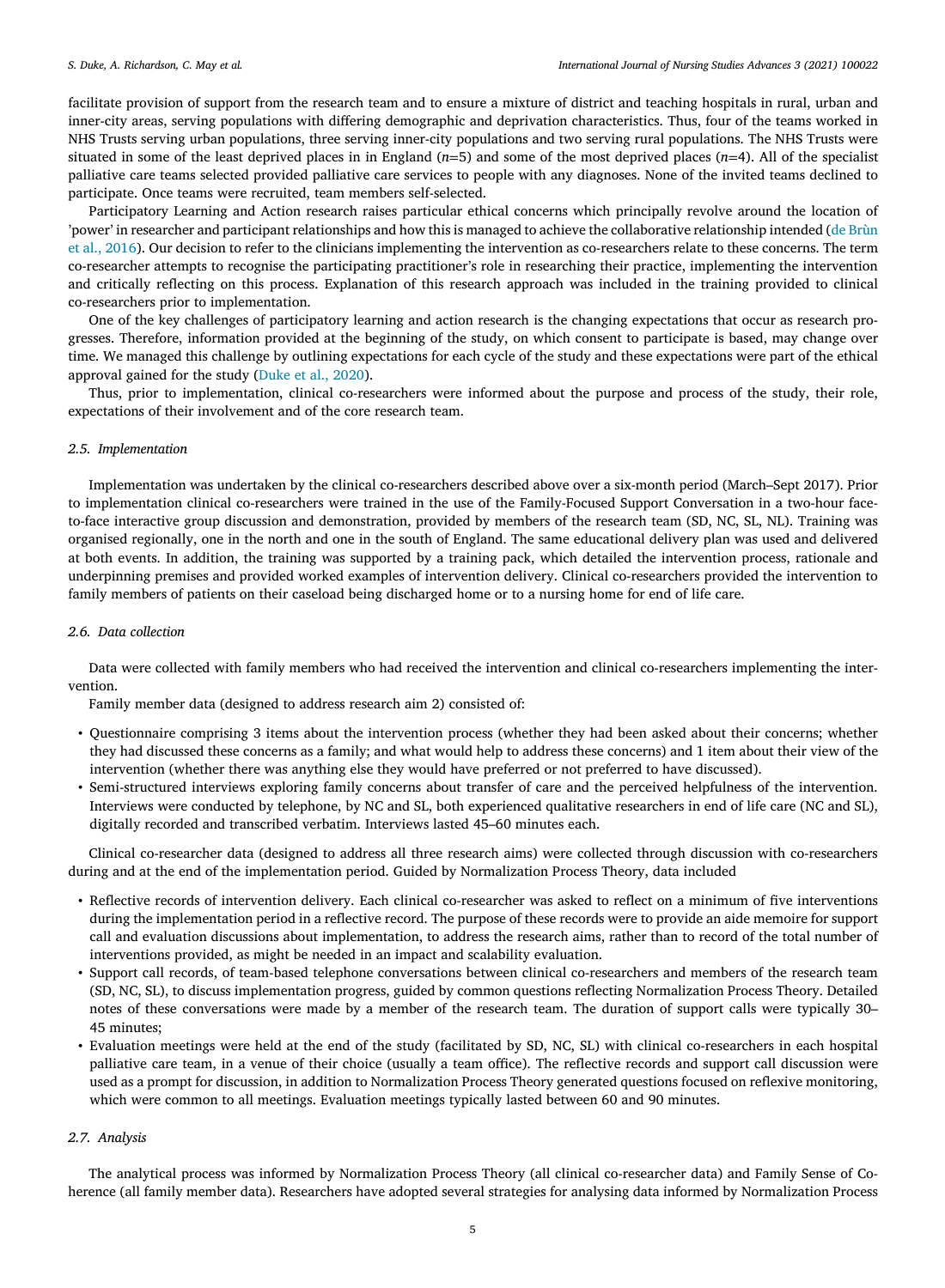facilitate provision of support from the research team and to ensure a mixture of district and teaching hospitals in rural, urban and inner-city areas, serving populations with differing demographic and deprivation characteristics. Thus, four of the teams worked in NHS Trusts serving urban populations, three serving inner-city populations and two serving rural populations. The NHS Trusts were situated in some of the least deprived places in in England ($n$=5) and some of the most deprived places ($n$=4). All of the specialist palliative care teams selected provided palliative care services to people with any diagnoses. None of the invited teams declined to participate. Once teams were recruited, team members self-selected.

Participatory Learning and Action research raises particular ethical concerns which principally revolve around the location of 'power' in researcher and participant relationships and how this is managed to achieve the collaborative relationship intended (de Brùn et al., 2016). Our decision to refer to the clinicians implementing the intervention as co-researchers relate to these concerns. The term co-researcher attempts to recognise the participating practitioner's role in researching their practice, implementing the intervention and critically reflecting on this process. Explanation of this research approach was included in the training provided to clinical co-researchers prior to implementation.

One of the key challenges of participatory learning and action research is the changing expectations that occur as research progresses. Therefore, information provided at the beginning of the study, on which consent to participate is based, may change over time. We managed this challenge by outlining expectations for each cycle of the study and these expectations were part of the ethical approval gained for the study (Duke et al., 2020).

Thus, prior to implementation, clinical co-researchers were informed about the purpose and process of the study, their role, expectations of their involvement and of the core research team.

### 2.5. Implementation

Implementation was undertaken by the clinical co-researchers described above over a six-month period (March–Sept 2017). Prior to implementation clinical co-researchers were trained in the use of the Family-Focused Support Conversation in a two-hour face-to-face interactive group discussion and demonstration, provided by members of the research team (SD, NC, SL, NL). Training was organised regionally, one in the north and one in the south of England. The same educational delivery plan was used and delivered at both events. In addition, the training was supported by a training pack, which detailed the intervention process, rationale and underpinning premises and provided worked examples of intervention delivery. Clinical co-researchers provided the intervention to family members of patients on their caseload being discharged home or to a nursing home for end of life care.

### 2.6. Data collection

Data were collected with family members who had received the intervention and clinical co-researchers implementing the intervention.

Family member data (designed to address research aim 2) consisted of:

- Questionnaire comprising 3 items about the intervention process (whether they had been asked about their concerns; whether they had discussed these concerns as a family; and what would help to address these concerns) and 1 item about their view of the intervention (whether there was anything else they would have preferred or not preferred to have discussed).
- Semi-structured interviews exploring family concerns about transfer of care and the perceived helpfulness of the intervention. Interviews were conducted by telephone, by NC and SL, both experienced qualitative researchers in end of life care (NC and SL), digitally recorded and transcribed verbatim. Interviews lasted 45–60 minutes each.

Clinical co-researcher data (designed to address all three research aims) were collected through discussion with co-researchers during and at the end of the implementation period. Guided by Normalization Process Theory, data included

- Reflective records of intervention delivery. Each clinical co-researcher was asked to reflect on a minimum of five interventions during the implementation period in a reflective record. The purpose of these records were to provide an aide memoire for support call and evaluation discussions about implementation, to address the research aims, rather than to record of the total number of interventions provided, as might be needed in an impact and scalability evaluation.
- Support call records, of team-based telephone conversations between clinical co-researchers and members of the research team (SD, NC, SL), to discuss implementation progress, guided by common questions reflecting Normalization Process Theory. Detailed notes of these conversations were made by a member of the research team. The duration of support calls were typically 30–45 minutes;
- Evaluation meetings were held at the end of the study (facilitated by SD, NC, SL) with clinical co-researchers in each hospital palliative care team, in a venue of their choice (usually a team office). The reflective records and support call discussion were used as a prompt for discussion, in addition to Normalization Process Theory generated questions focused on reflexive monitoring, which were common to all meetings. Evaluation meetings typically lasted between 60 and 90 minutes.

### 2.7. Analysis

The analytical process was informed by Normalization Process Theory (all clinical co-researcher data) and Family Sense of Coherence (all family member data). Researchers have adopted several strategies for analysing data informed by Normalization Process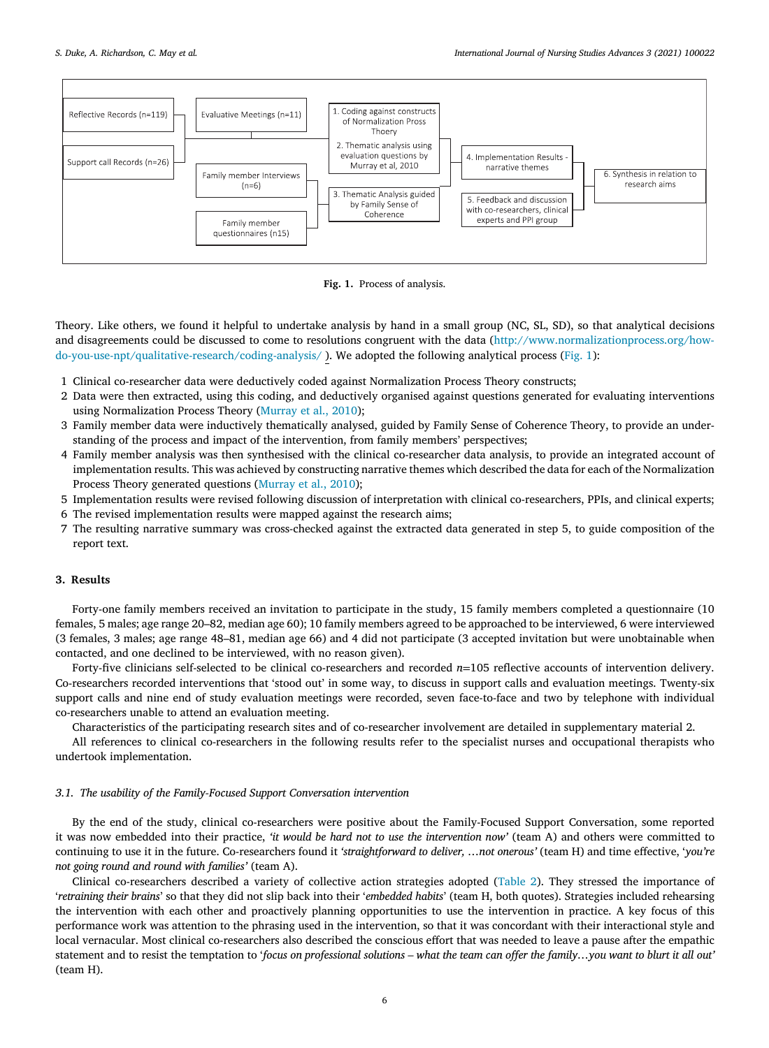Fig. 1. Process of analysis.

Theory. Like others, we found it helpful to undertake analysis by hand in a small group (NC, SL, SD), so that analytical decisions and disagreements could be discussed to come to resolutions congruent with the data (http://www.normalizationprocess.org/how-do-you-use-npt/qualitative-research/coding-analysis/ ). We adopted the following analytical process (Fig. 1):

1 Clinical co-researcher data were deductively coded against Normalization Process Theory constructs;
2 Data were then extracted, using this coding, and deductively organised against questions generated for evaluating interventions using Normalization Process Theory (Murray et al., 2010);
3 Family member data were inductively thematically analysed, guided by Family Sense of Coherence Theory, to provide an understanding of the process and impact of the intervention, from family members' perspectives;
4 Family member analysis was then synthesised with the clinical co-researcher data analysis, to provide an integrated account of implementation results. This was achieved by constructing narrative themes which described the data for each of the Normalization Process Theory generated questions (Murray et al., 2010);
5 Implementation results were revised following discussion of interpretation with clinical co-researchers, PPIs, and clinical experts;
6 The revised implementation results were mapped against the research aims;
7 The resulting narrative summary was cross-checked against the extracted data generated in step 5, to guide composition of the report text.

## 3. Results

Forty-one family members received an invitation to participate in the study, 15 family members completed a questionnaire (10 females, 5 males; age range 20–82, median age 60); 10 family members agreed to be approached to be interviewed, 6 were interviewed (3 females, 3 males; age range 48–81, median age 66) and 4 did not participate (3 accepted invitation but were unobtainable when contacted, and one declined to be interviewed, with no reason given).

Forty-five clinicians self-selected to be clinical co-researchers and recorded $n$=105 reflective accounts of intervention delivery. Co-researchers recorded interventions that 'stood out' in some way, to discuss in support calls and evaluation meetings. Twenty-six support calls and nine end of study evaluation meetings were recorded, seven face-to-face and two by telephone with individual co-researchers unable to attend an evaluation meeting.

Characteristics of the participating research sites and of co-researcher involvement are detailed in supplementary material 2.

All references to clinical co-researchers in the following results refer to the specialist nurses and occupational therapists who undertook implementation.

### 3.1. The usability of the Family-Focused Support Conversation intervention

By the end of the study, clinical co-researchers were positive about the Family-Focused Support Conversation, some reported it was now embedded into their practice, *'it would be hard not to use the intervention now'* (team A) and others were committed to continuing to use it in the future. Co-researchers found it *'straightforward to deliver, …not onerous'* (team H) and time effective, '*you're not going round and round with families'* (team A).

Clinical co-researchers described a variety of collective action strategies adopted (Table 2). They stressed the importance of '*retraining their brains*' so that they did not slip back into their '*embedded habits*' (team H, both quotes). Strategies included rehearsing the intervention with each other and proactively planning opportunities to use the intervention in practice. A key focus of this performance work was attention to the phrasing used in the intervention, so that it was concordant with their interactional style and local vernacular. Most clinical co-researchers also described the conscious effort that was needed to leave a pause after the empathic statement and to resist the temptation to '*focus on professional solutions – what the team can offer the family…you want to blurt it all out'* (team H).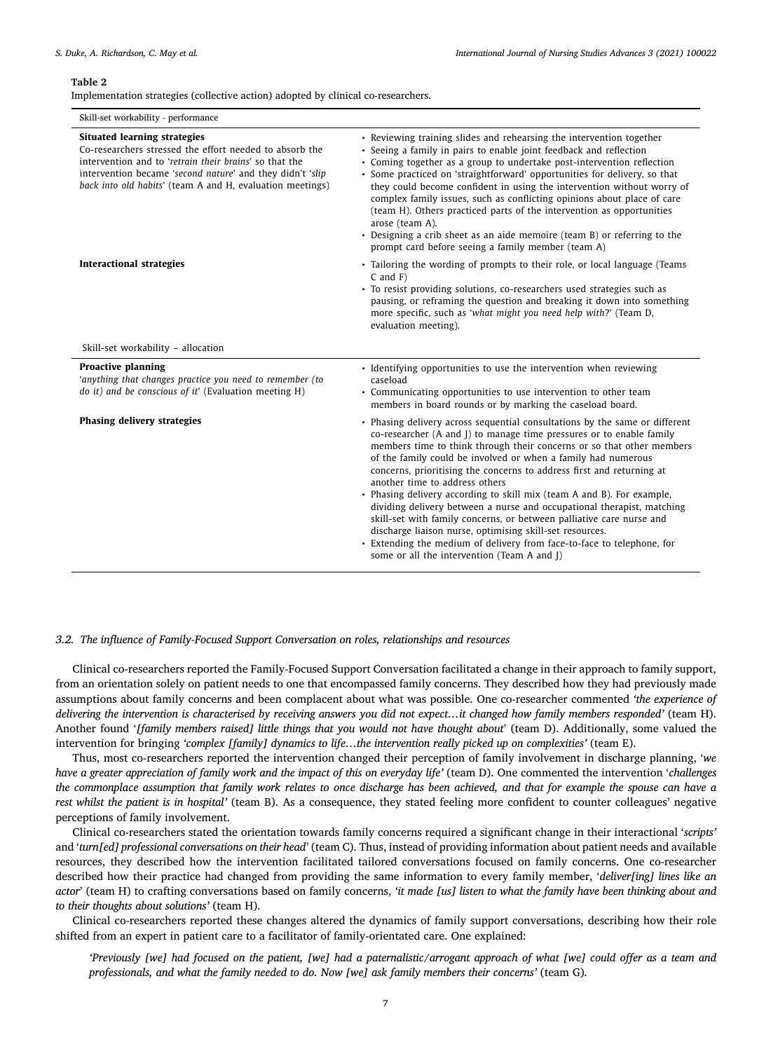**Table 2**

Implementation strategies (collective action) adopted by clinical co-researchers.

| Skill-set workability - performance | |
|---|---|
| **Situated learning strategies**<br>Co-researchers stressed the effort needed to absorb the intervention and to '*retrain their brains*' so that the intervention became '*second nature*' and they didn't '*slip back into old habits*' (team A and H, evaluation meetings) | • Reviewing training slides and rehearsing the intervention together<br>• Seeing a family in pairs to enable joint feedback and reflection<br>• Coming together as a group to undertake post-intervention reflection<br>• Some practiced on 'straightforward' opportunities for delivery, so that they could become confident in using the intervention without worry of complex family issues, such as conflicting opinions about place of care (team H). Others practiced parts of the intervention as opportunities arose (team A).<br>• Designing a crib sheet as an aide memoire (team B) or referring to the prompt card before seeing a family member (team A) |
| **Interactional strategies** | • Tailoring the wording of prompts to their role, or local language (Teams C and F)<br>• To resist providing solutions, co-researchers used strategies such as pausing, or reframing the question and breaking it down into something more specific, such as '*what might you need help with*?' (Team D, evaluation meeting). |
| Skill-set workability – allocation | |
| **Proactive planning**<br>'*anything that changes practice you need to remember (to do it) and be conscious of it*' (Evaluation meeting H) | • Identifying opportunities to use the intervention when reviewing caseload<br>• Communicating opportunities to use intervention to other team members in board rounds or by marking the caseload board. |
| **Phasing delivery strategies** | • Phasing delivery across sequential consultations by the same or different co-researcher (A and J) to manage time pressures or to enable family members time to think through their concerns or so that other members of the family could be involved or when a family had numerous concerns, prioritising the concerns to address first and returning at another time to address others<br>• Phasing delivery according to skill mix (team A and B). For example, dividing delivery between a nurse and occupational therapist, matching skill-set with family concerns, or between palliative care nurse and discharge liaison nurse, optimising skill-set resources.<br>• Extending the medium of delivery from face-to-face to telephone, for some or all the intervention (Team A and J) |

### 3.2. The influence of Family-Focused Support Conversation on roles, relationships and resources

Clinical co-researchers reported the Family-Focused Support Conversation facilitated a change in their approach to family support, from an orientation solely on patient needs to one that encompassed family concerns. They described how they had previously made assumptions about family concerns and been complacent about what was possible. One co-researcher commented *'the experience of delivering the intervention is characterised by receiving answers you did not expect…it changed how family members responded'* (team H). Another found '*[family members raised] little things that you would not have thought about*' (team D). Additionally, some valued the intervention for bringing *'complex [family] dynamics to life…the intervention really picked up on complexities'* (team E).

Thus, most co-researchers reported the intervention changed their perception of family involvement in discharge planning, '*we have a greater appreciation of family work and the impact of this on everyday life'* (team D). One commented the intervention '*challenges the commonplace assumption that family work relates to once discharge has been achieved, and that for example the spouse can have a rest whilst the patient is in hospital'* (team B). As a consequence, they stated feeling more confident to counter colleagues' negative perceptions of family involvement.

Clinical co-researchers stated the orientation towards family concerns required a significant change in their interactional '*scripts'* and '*turn[ed] professional conversations on their head*' (team C). Thus, instead of providing information about patient needs and available resources, they described how the intervention facilitated tailored conversations focused on family concerns. One co-researcher described how their practice had changed from providing the same information to every family member, '*deliver[ing] lines like an actor*' (team H) to crafting conversations based on family concerns, *'it made [us] listen to what the family have been thinking about and to their thoughts about solutions'* (team H).

Clinical co-researchers reported these changes altered the dynamics of family support conversations, describing how their role shifted from an expert in patient care to a facilitator of family-orientated care. One explained:

> *'Previously [we] had focused on the patient, [we] had a paternalistic/arrogant approach of what [we] could offer as a team and professionals, and what the family needed to do. Now [we] ask family members their concerns'* (team G).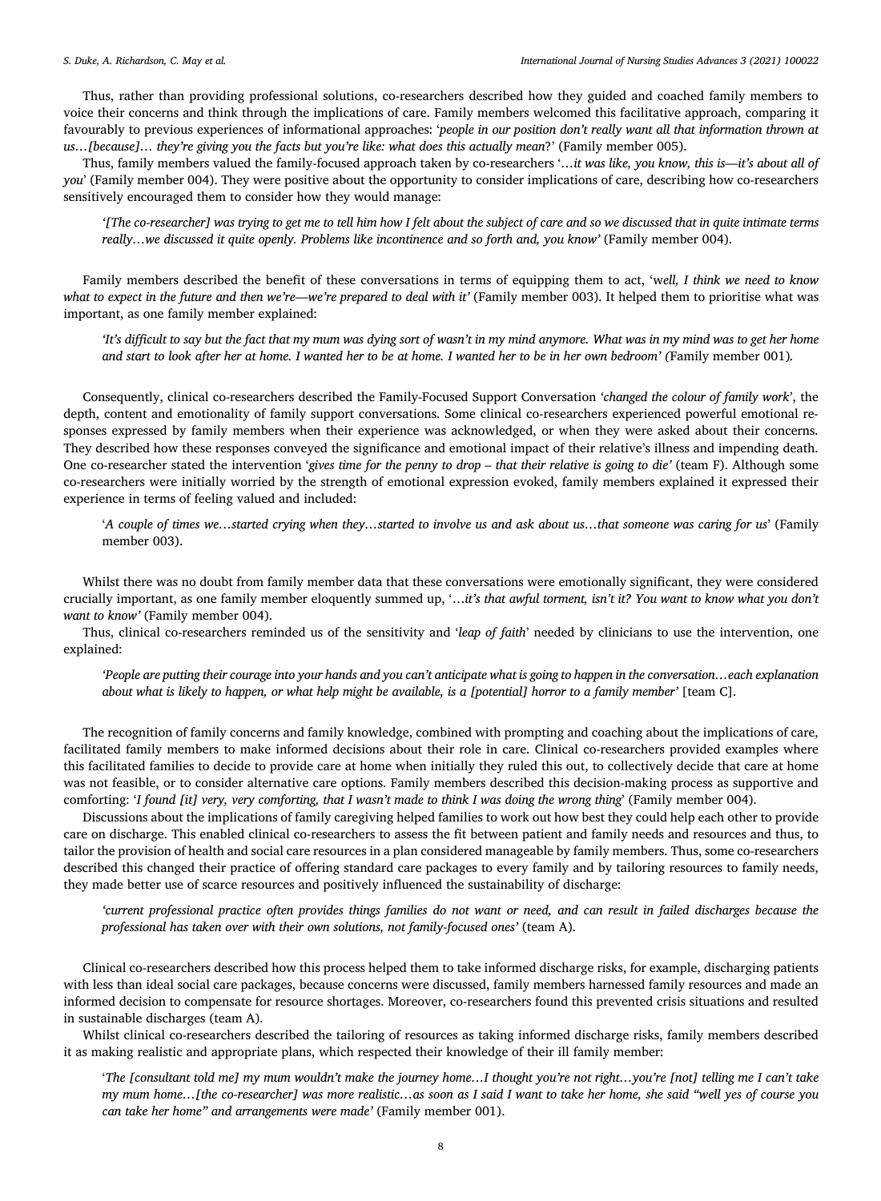Thus, rather than providing professional solutions, co-researchers described how they guided and coached family members to voice their concerns and think through the implications of care. Family members welcomed this facilitative approach, comparing it favourably to previous experiences of informational approaches: *'people in our position don't really want all that information thrown at us…[because]… they're giving you the facts but you're like: what does this actually mean*?' (Family member 005).

Thus, family members valued the family-focused approach taken by co-researchers '*…it was like, you know, this is—it's about all of you*' (Family member 004). They were positive about the opportunity to consider implications of care, describing how co-researchers sensitively encouraged them to consider how they would manage:

> *'[The co-researcher] was trying to get me to tell him how I felt about the subject of care and so we discussed that in quite intimate terms really…we discussed it quite openly. Problems like incontinence and so forth and, you know'* (Family member 004).

Family members described the benefit of these conversations in terms of equipping them to act, 'w*ell, I think we need to know what to expect in the future and then we're—we're prepared to deal with it'* (Family member 003). It helped them to prioritise what was important, as one family member explained:

> *'It's difficult to say but the fact that my mum was dying sort of wasn't in my mind anymore. What was in my mind was to get her home and start to look after her at home. I wanted her to be at home. I wanted her to be in her own bedroom' (*Family member 001).

Consequently, clinical co-researchers described the Family-Focused Support Conversation *'changed the colour of family work*', the depth, content and emotionality of family support conversations. Some clinical co-researchers experienced powerful emotional responses expressed by family members when their experience was acknowledged, or when they were asked about their concerns. They described how these responses conveyed the significance and emotional impact of their relative's illness and impending death. One co-researcher stated the intervention *'gives time for the penny to drop – that their relative is going to die'* (team F). Although some co-researchers were initially worried by the strength of emotional expression evoked, family members explained it expressed their experience in terms of feeling valued and included:

> '*A couple of times we…started crying when they…started to involve us and ask about us…that someone was caring for us*' (Family member 003).

Whilst there was no doubt from family member data that these conversations were emotionally significant, they were considered crucially important, as one family member eloquently summed up, '*…it's that awful torment, isn't it? You want to know what you don't want to know'* (Family member 004).

Thus, clinical co-researchers reminded us of the sensitivity and '*leap of faith*' needed by clinicians to use the intervention, one explained:

> *'People are putting their courage into your hands and you can't anticipate what is going to happen in the conversation…each explanation about what is likely to happen, or what help might be available, is a [potential] horror to a family member'* [team C].

The recognition of family concerns and family knowledge, combined with prompting and coaching about the implications of care, facilitated family members to make informed decisions about their role in care. Clinical co-researchers provided examples where this facilitated families to decide to provide care at home when initially they ruled this out, to collectively decide that care at home was not feasible, or to consider alternative care options. Family members described this decision-making process as supportive and comforting: '*I found [it] very, very comforting, that I wasn't made to think I was doing the wrong thing*' (Family member 004).

Discussions about the implications of family caregiving helped families to work out how best they could help each other to provide care on discharge. This enabled clinical co-researchers to assess the fit between patient and family needs and resources and thus, to tailor the provision of health and social care resources in a plan considered manageable by family members. Thus, some co-researchers described this changed their practice of offering standard care packages to every family and by tailoring resources to family needs, they made better use of scarce resources and positively influenced the sustainability of discharge:

> *'current professional practice often provides things families do not want or need, and can result in failed discharges because the professional has taken over with their own solutions, not family-focused ones'* (team A).

Clinical co-researchers described how this process helped them to take informed discharge risks, for example, discharging patients with less than ideal social care packages, because concerns were discussed, family members harnessed family resources and made an informed decision to compensate for resource shortages. Moreover, co-researchers found this prevented crisis situations and resulted in sustainable discharges (team A).

Whilst clinical co-researchers described the tailoring of resources as taking informed discharge risks, family members described it as making realistic and appropriate plans, which respected their knowledge of their ill family member:

> '*The [consultant told me] my mum wouldn't make the journey home…I thought you're not right…you're [not] telling me I can't take my mum home…[the co-researcher] was more realistic…as soon as I said I want to take her home, she said "well yes of course you can take her home" and arrangements were made'* (Family member 001).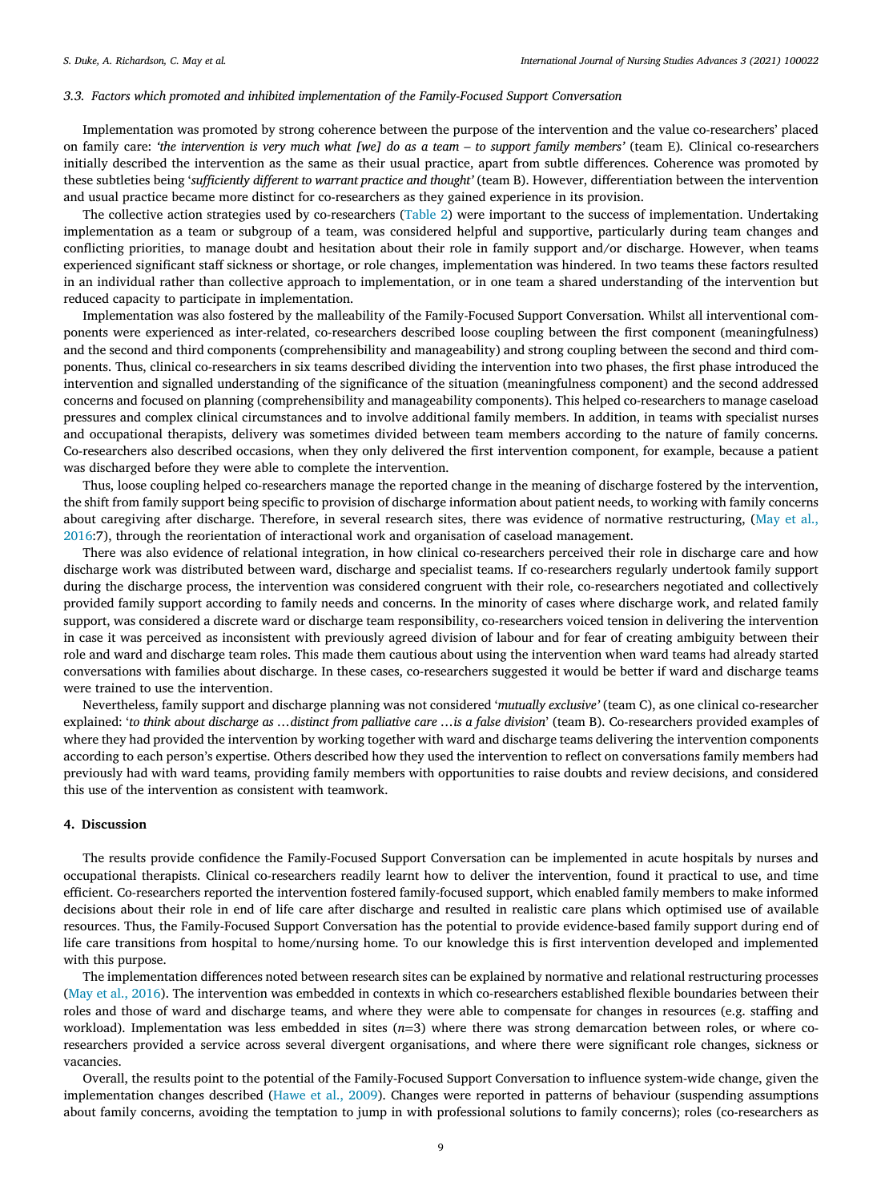### 3.3. Factors which promoted and inhibited implementation of the Family-Focused Support Conversation

Implementation was promoted by strong coherence between the purpose of the intervention and the value co-researchers' placed on family care: *'the intervention is very much what [we] do as a team – to support family members'* (team E). Clinical co-researchers initially described the intervention as the same as their usual practice, apart from subtle differences. Coherence was promoted by these subtleties being '*sufficiently different to warrant practice and thought'* (team B). However, differentiation between the intervention and usual practice became more distinct for co-researchers as they gained experience in its provision.

The collective action strategies used by co-researchers (Table 2) were important to the success of implementation. Undertaking implementation as a team or subgroup of a team, was considered helpful and supportive, particularly during team changes and conflicting priorities, to manage doubt and hesitation about their role in family support and/or discharge. However, when teams experienced significant staff sickness or shortage, or role changes, implementation was hindered. In two teams these factors resulted in an individual rather than collective approach to implementation, or in one team a shared understanding of the intervention but reduced capacity to participate in implementation.

Implementation was also fostered by the malleability of the Family-Focused Support Conversation. Whilst all interventional components were experienced as inter-related, co-researchers described loose coupling between the first component (meaningfulness) and the second and third components (comprehensibility and manageability) and strong coupling between the second and third components. Thus, clinical co-researchers in six teams described dividing the intervention into two phases, the first phase introduced the intervention and signalled understanding of the significance of the situation (meaningfulness component) and the second addressed concerns and focused on planning (comprehensibility and manageability components). This helped co-researchers to manage caseload pressures and complex clinical circumstances and to involve additional family members. In addition, in teams with specialist nurses and occupational therapists, delivery was sometimes divided between team members according to the nature of family concerns. Co-researchers also described occasions, when they only delivered the first intervention component, for example, because a patient was discharged before they were able to complete the intervention.

Thus, loose coupling helped co-researchers manage the reported change in the meaning of discharge fostered by the intervention, the shift from family support being specific to provision of discharge information about patient needs, to working with family concerns about caregiving after discharge. Therefore, in several research sites, there was evidence of normative restructuring, (May et al., 2016:7), through the reorientation of interactional work and organisation of caseload management.

There was also evidence of relational integration, in how clinical co-researchers perceived their role in discharge care and how discharge work was distributed between ward, discharge and specialist teams. If co-researchers regularly undertook family support during the discharge process, the intervention was considered congruent with their role, co-researchers negotiated and collectively provided family support according to family needs and concerns. In the minority of cases where discharge work, and related family support, was considered a discrete ward or discharge team responsibility, co-researchers voiced tension in delivering the intervention in case it was perceived as inconsistent with previously agreed division of labour and for fear of creating ambiguity between their role and ward and discharge team roles. This made them cautious about using the intervention when ward teams had already started conversations with families about discharge. In these cases, co-researchers suggested it would be better if ward and discharge teams were trained to use the intervention.

Nevertheless, family support and discharge planning was not considered '*mutually exclusive'* (team C), as one clinical co-researcher explained: '*to think about discharge as …distinct from palliative care …is a false division*' (team B). Co-researchers provided examples of where they had provided the intervention by working together with ward and discharge teams delivering the intervention components according to each person's expertise. Others described how they used the intervention to reflect on conversations family members had previously had with ward teams, providing family members with opportunities to raise doubts and review decisions, and considered this use of the intervention as consistent with teamwork.

## 4. Discussion

The results provide confidence the Family-Focused Support Conversation can be implemented in acute hospitals by nurses and occupational therapists. Clinical co-researchers readily learnt how to deliver the intervention, found it practical to use, and time efficient. Co-researchers reported the intervention fostered family-focused support, which enabled family members to make informed decisions about their role in end of life care after discharge and resulted in realistic care plans which optimised use of available resources. Thus, the Family-Focused Support Conversation has the potential to provide evidence-based family support during end of life care transitions from hospital to home/nursing home. To our knowledge this is first intervention developed and implemented with this purpose.

The implementation differences noted between research sites can be explained by normative and relational restructuring processes (May et al., 2016). The intervention was embedded in contexts in which co-researchers established flexible boundaries between their roles and those of ward and discharge teams, and where they were able to compensate for changes in resources (e.g. staffing and workload). Implementation was less embedded in sites ($n$=3) where there was strong demarcation between roles, or where co-researchers provided a service across several divergent organisations, and where there were significant role changes, sickness or vacancies.

Overall, the results point to the potential of the Family-Focused Support Conversation to influence system-wide change, given the implementation changes described (Hawe et al., 2009). Changes were reported in patterns of behaviour (suspending assumptions about family concerns, avoiding the temptation to jump in with professional solutions to family concerns); roles (co-researchers as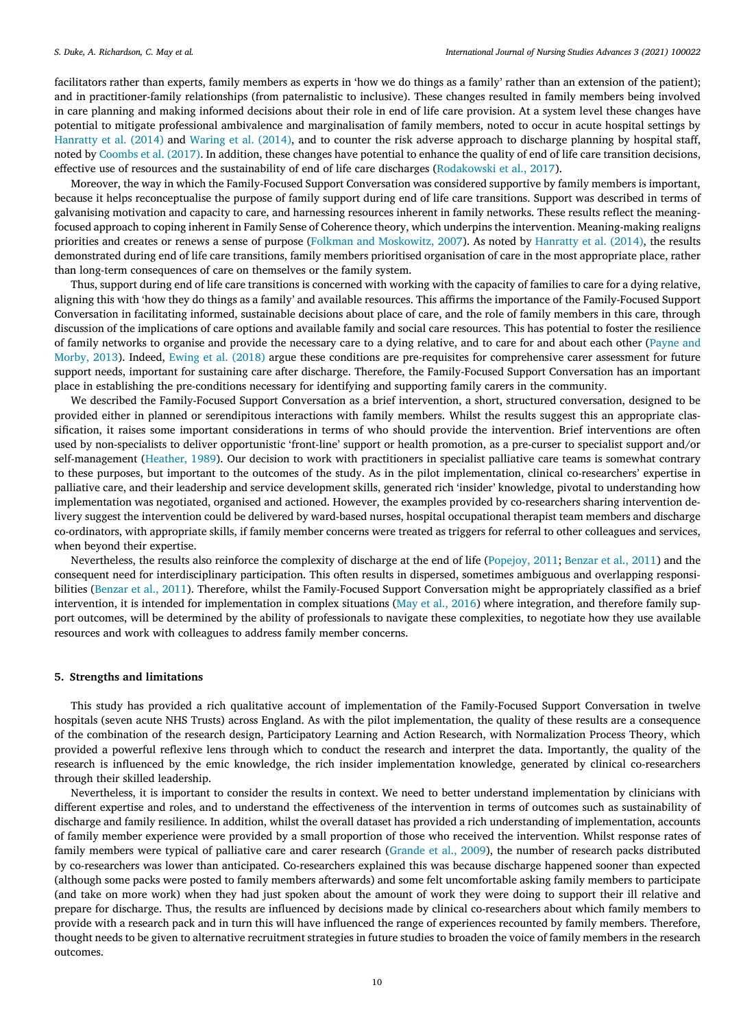facilitators rather than experts, family members as experts in 'how we do things as a family' rather than an extension of the patient); and in practitioner-family relationships (from paternalistic to inclusive). These changes resulted in family members being involved in care planning and making informed decisions about their role in end of life care provision. At a system level these changes have potential to mitigate professional ambivalence and marginalisation of family members, noted to occur in acute hospital settings by Hanratty et al. (2014) and Waring et al. (2014), and to counter the risk adverse approach to discharge planning by hospital staff, noted by Coombs et al. (2017). In addition, these changes have potential to enhance the quality of end of life care transition decisions, effective use of resources and the sustainability of end of life care discharges (Rodakowski et al., 2017).

Moreover, the way in which the Family-Focused Support Conversation was considered supportive by family members is important, because it helps reconceptualise the purpose of family support during end of life care transitions. Support was described in terms of galvanising motivation and capacity to care, and harnessing resources inherent in family networks. These results reflect the meaning-focused approach to coping inherent in Family Sense of Coherence theory, which underpins the intervention. Meaning-making realigns priorities and creates or renews a sense of purpose (Folkman and Moskowitz, 2007). As noted by Hanratty et al. (2014), the results demonstrated during end of life care transitions, family members prioritised organisation of care in the most appropriate place, rather than long-term consequences of care on themselves or the family system.

Thus, support during end of life care transitions is concerned with working with the capacity of families to care for a dying relative, aligning this with 'how they do things as a family' and available resources. This affirms the importance of the Family-Focused Support Conversation in facilitating informed, sustainable decisions about place of care, and the role of family members in this care, through discussion of the implications of care options and available family and social care resources. This has potential to foster the resilience of family networks to organise and provide the necessary care to a dying relative, and to care for and about each other (Payne and Morby, 2013). Indeed, Ewing et al. (2018) argue these conditions are pre-requisites for comprehensive carer assessment for future support needs, important for sustaining care after discharge. Therefore, the Family-Focused Support Conversation has an important place in establishing the pre-conditions necessary for identifying and supporting family carers in the community.

We described the Family-Focused Support Conversation as a brief intervention, a short, structured conversation, designed to be provided either in planned or serendipitous interactions with family members. Whilst the results suggest this an appropriate classification, it raises some important considerations in terms of who should provide the intervention. Brief interventions are often used by non-specialists to deliver opportunistic 'front-line' support or health promotion, as a pre-curser to specialist support and/or self-management (Heather, 1989). Our decision to work with practitioners in specialist palliative care teams is somewhat contrary to these purposes, but important to the outcomes of the study. As in the pilot implementation, clinical co-researchers' expertise in palliative care, and their leadership and service development skills, generated rich 'insider' knowledge, pivotal to understanding how implementation was negotiated, organised and actioned. However, the examples provided by co-researchers sharing intervention delivery suggest the intervention could be delivered by ward-based nurses, hospital occupational therapist team members and discharge co-ordinators, with appropriate skills, if family member concerns were treated as triggers for referral to other colleagues and services, when beyond their expertise.

Nevertheless, the results also reinforce the complexity of discharge at the end of life (Popejoy, 2011; Benzar et al., 2011) and the consequent need for interdisciplinary participation. This often results in dispersed, sometimes ambiguous and overlapping responsibilities (Benzar et al., 2011). Therefore, whilst the Family-Focused Support Conversation might be appropriately classified as a brief intervention, it is intended for implementation in complex situations (May et al., 2016) where integration, and therefore family support outcomes, will be determined by the ability of professionals to navigate these complexities, to negotiate how they use available resources and work with colleagues to address family member concerns.

## 5. Strengths and limitations

This study has provided a rich qualitative account of implementation of the Family-Focused Support Conversation in twelve hospitals (seven acute NHS Trusts) across England. As with the pilot implementation, the quality of these results are a consequence of the combination of the research design, Participatory Learning and Action Research, with Normalization Process Theory, which provided a powerful reflexive lens through which to conduct the research and interpret the data. Importantly, the quality of the research is influenced by the emic knowledge, the rich insider implementation knowledge, generated by clinical co-researchers through their skilled leadership.

Nevertheless, it is important to consider the results in context. We need to better understand implementation by clinicians with different expertise and roles, and to understand the effectiveness of the intervention in terms of outcomes such as sustainability of discharge and family resilience. In addition, whilst the overall dataset has provided a rich understanding of implementation, accounts of family member experience were provided by a small proportion of those who received the intervention. Whilst response rates of family members were typical of palliative care and carer research (Grande et al., 2009), the number of research packs distributed by co-researchers was lower than anticipated. Co-researchers explained this was because discharge happened sooner than expected (although some packs were posted to family members afterwards) and some felt uncomfortable asking family members to participate (and take on more work) when they had just spoken about the amount of work they were doing to support their ill relative and prepare for discharge. Thus, the results are influenced by decisions made by clinical co-researchers about which family members to provide with a research pack and in turn this will have influenced the range of experiences recounted by family members. Therefore, thought needs to be given to alternative recruitment strategies in future studies to broaden the voice of family members in the research outcomes.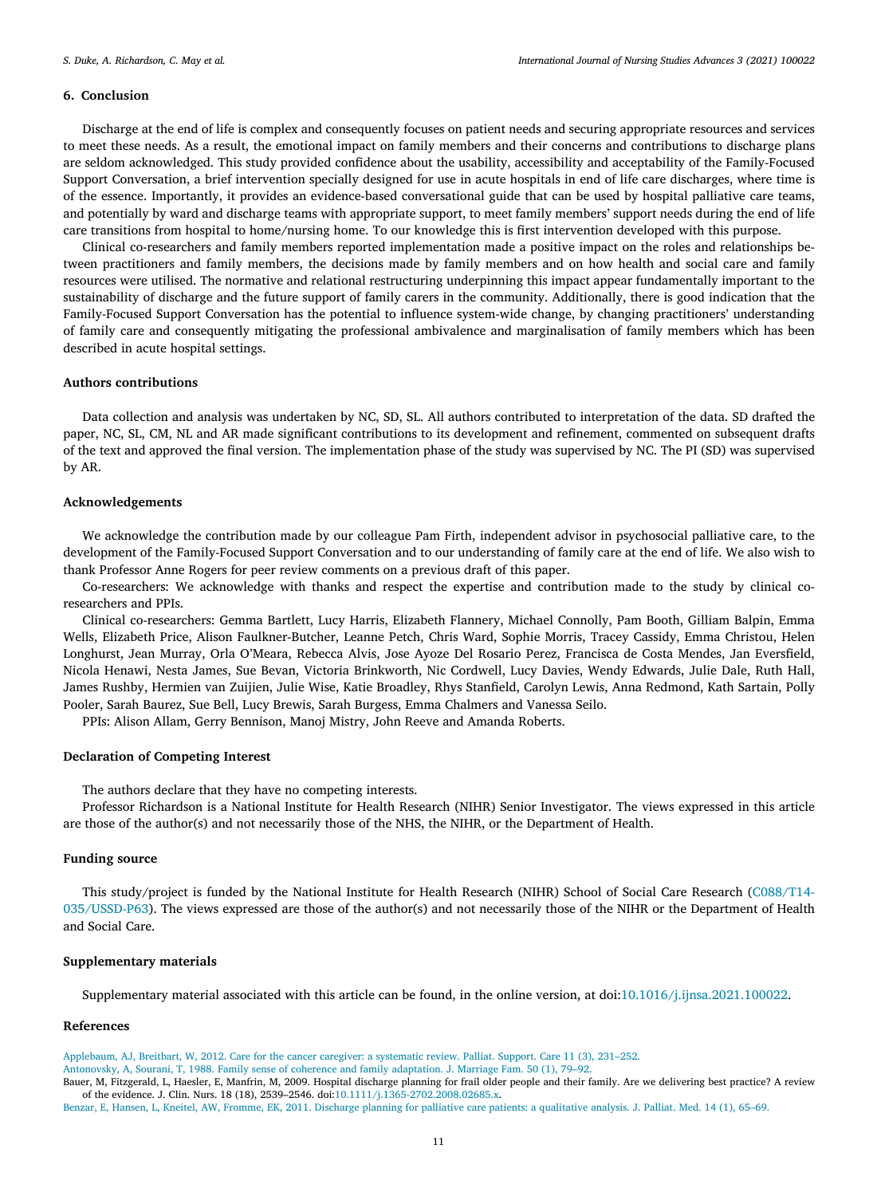## 6. Conclusion

Discharge at the end of life is complex and consequently focuses on patient needs and securing appropriate resources and services to meet these needs. As a result, the emotional impact on family members and their concerns and contributions to discharge plans are seldom acknowledged. This study provided confidence about the usability, accessibility and acceptability of the Family-Focused Support Conversation, a brief intervention specially designed for use in acute hospitals in end of life care discharges, where time is of the essence. Importantly, it provides an evidence-based conversational guide that can be used by hospital palliative care teams, and potentially by ward and discharge teams with appropriate support, to meet family members' support needs during the end of life care transitions from hospital to home/nursing home. To our knowledge this is first intervention developed with this purpose.

Clinical co-researchers and family members reported implementation made a positive impact on the roles and relationships between practitioners and family members, the decisions made by family members and on how health and social care and family resources were utilised. The normative and relational restructuring underpinning this impact appear fundamentally important to the sustainability of discharge and the future support of family carers in the community. Additionally, there is good indication that the Family-Focused Support Conversation has the potential to influence system-wide change, by changing practitioners' understanding of family care and consequently mitigating the professional ambivalence and marginalisation of family members which has been described in acute hospital settings.

## Authors contributions

Data collection and analysis was undertaken by NC, SD, SL. All authors contributed to interpretation of the data. SD drafted the paper, NC, SL, CM, NL and AR made significant contributions to its development and refinement, commented on subsequent drafts of the text and approved the final version. The implementation phase of the study was supervised by NC. The PI (SD) was supervised by AR.

## Acknowledgements

We acknowledge the contribution made by our colleague Pam Firth, independent advisor in psychosocial palliative care, to the development of the Family-Focused Support Conversation and to our understanding of family care at the end of life. We also wish to thank Professor Anne Rogers for peer review comments on a previous draft of this paper.

Co-researchers: We acknowledge with thanks and respect the expertise and contribution made to the study by clinical co-researchers and PPIs.

Clinical co-researchers: Gemma Bartlett, Lucy Harris, Elizabeth Flannery, Michael Connolly, Pam Booth, Gilliam Balpin, Emma Wells, Elizabeth Price, Alison Faulkner-Butcher, Leanne Petch, Chris Ward, Sophie Morris, Tracey Cassidy, Emma Christou, Helen Longhurst, Jean Murray, Orla O'Meara, Rebecca Alvis, Jose Ayoze Del Rosario Perez, Francisca de Costa Mendes, Jan Eversfield, Nicola Henawi, Nesta James, Sue Bevan, Victoria Brinkworth, Nic Cordwell, Lucy Davies, Wendy Edwards, Julie Dale, Ruth Hall, James Rushby, Hermien van Zuijien, Julie Wise, Katie Broadley, Rhys Stanfield, Carolyn Lewis, Anna Redmond, Kath Sartain, Polly Pooler, Sarah Baurez, Sue Bell, Lucy Brewis, Sarah Burgess, Emma Chalmers and Vanessa Seilo.

PPIs: Alison Allam, Gerry Bennison, Manoj Mistry, John Reeve and Amanda Roberts.

## Declaration of Competing Interest

The authors declare that they have no competing interests.

Professor Richardson is a National Institute for Health Research (NIHR) Senior Investigator. The views expressed in this article are those of the author(s) and not necessarily those of the NHS, the NIHR, or the Department of Health.

## Funding source

This study/project is funded by the National Institute for Health Research (NIHR) School of Social Care Research (C088/T14-035/USSD-P63). The views expressed are those of the author(s) and not necessarily those of the NIHR or the Department of Health and Social Care.

## Supplementary materials

Supplementary material associated with this article can be found, in the online version, at doi:10.1016/j.ijnsa.2021.100022.

## References

Applebaum, AJ, Breitbart, W, 2012. Care for the cancer caregiver: a systematic review. Palliat. Support. Care 11 (3), 231–252.

Antonovsky, A, Sourani, T, 1988. Family sense of coherence and family adaptation. J. Marriage Fam. 50 (1), 79–92.

Bauer, M, Fitzgerald, L, Haesler, E, Manfrin, M, 2009. Hospital discharge planning for frail older people and their family. Are we delivering best practice? A review of the evidence. J. Clin. Nurs. 18 (18), 2539–2546. doi:10.1111/j.1365-2702.2008.02685.x.

Benzar, E, Hansen, L, Kneitel, AW, Fromme, EK, 2011. Discharge planning for palliative care patients: a qualitative analysis. J. Palliat. Med. 14 (1), 65–69.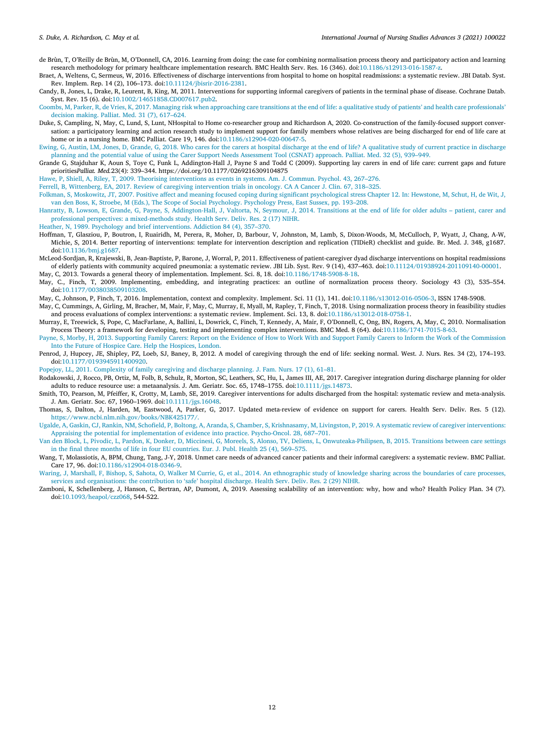de Brùn, T, O'Reilly de Brùn, M, O'Donnell, CA, 2016. Learning from doing: the case for combining normalisation process theory and participatory action and learning research methodology for primary healthcare implementation research. BMC Health Serv. Res. 16 (346). doi:10.1186/s12913-016-1587-z.

Braet, A, Weltens, C, Sermeus, W, 2016. Effectiveness of discharge interventions from hospital to home on hospital readmissions: a systematic review. JBI Datab. Syst. Rev. Implem. Rep. 14 (2), 106–173. doi:10.11124/jbisrir-2016-2381.

Candy, B, Jones, L, Drake, R, Leurent, B, King, M, 2011. Interventions for supporting informal caregivers of patients in the terminal phase of disease. Cochrane Datab. Syst. Rev. 15 (6). doi:10.1002/14651858.CD007617.pub2.

Coombs, M, Parker, R, de Vries, K, 2017. Managing risk when approaching care transitions at the end of life: a qualitative study of patients' and health care professionals' decision making. Palliat. Med. 31 (7), 617–624.

Duke, S, Campling, N, May, C, Lund, S, Lunt, NHospital to Home co-researcher group and Richardson A, 2020. Co-construction of the family-focused support conversation: a participatory learning and action research study to implement support for family members whose relatives are being discharged for end of life care at home or in a nursing home. BMC Palliat. Care 19, 146. doi:10.1186/s12904-020-00647-5.

Ewing, G, Austin, LM, Jones, D, Grande, G, 2018. Who cares for the carers at hospital discharge at the end of life? A qualitative study of current practice in discharge planning and the potential value of using the Carer Support Needs Assessment Tool (CSNAT) approach. Palliat. Med. 32 (5), 939–949.

Grande G, Stajduhar K, Aoun S, Toye C, Funk L, Addington-Hall J, Payne S and Todd C (2009). Supporting lay carers in end of life care: current gaps and future priorities*Palliat. Med.*23(4): 339–344. https://doi.org/10.1177/0269216309104875

Hawe, P, Shiell, A, Riley, T, 2009. Theorising interventions as events in systems. Am. J. Commun. Psychol. 43, 267–276.

Ferrell, B, Wittenberg, EA, 2017. Review of caregiving intervention trials in oncology. CA A Cancer J. Clin. 67, 318–325.

Folkman, S, Moskowitz, JT, 2007. Positive affect and meaning focused coping during significant psychological stress Chapter 12. In: Hewstone, M, Schut, H, de Wit, J, van den Boss, K, Stroebe, M (Eds.), The Scope of Social Psychology. Psychology Press, East Sussex, pp. 193–208.

Hanratty, B, Lowson, E, Grande, G, Payne, S, Addington-Hall, J, Valtorta, N, Seymour, J, 2014. Transitions at the end of life for older adults – patient, carer and professional perspectives: a mixed-methods study. Health Serv. Deliv. Res. 2 (17) NIHR.

Heather, N, 1989. Psychology and brief interventions. Addiction 84 (4), 357–370.

Hoffman, T, Glasziou, P, Boutron, I, Ruairidh, M, Perera, R, Moher, D, Barbour, V, Johnston, M, Lamb, S, Dixon-Woods, M, McCulloch, P, Wyatt, J, Chang, A-W, Michie, S, 2014. Better reporting of interventions: template for intervention description and replication (TIDieR) checklist and guide. Br. Med. J. 348, g1687. doi:10.1136/bmj.g1687.

McLeod-Sordjan, R, Krajewski, B, Jean-Baptiste, P, Barone, J, Worral, P, 2011. Effectiveness of patient-caregiver dyad discharge interventions on hospital readmissions of elderly patients with community acquired pneumonia: a systematic review. JBI Lib. Syst. Rev. 9 (14), 437–463. doi:10.11124/01938924-201109140-00001.

May, C, 2013. Towards a general theory of implementation. Implement. Sci. 8, 18. doi:10.1186/1748-5908-8-18.

May, C., Finch, T, 2009. Implementing, embedding, and integrating practices: an outline of normalization process theory. Sociology 43 (3), 535–554. doi:10.1177/0038038509103208.

May, C, Johnson, P, Finch, T, 2016. Implementation, context and complexity. Implement. Sci. 11 (1), 141. doi:10.1186/s13012-016-0506-3, ISSN 1748-5908.

May, C, Cummings, A, Girling, M, Bracher, M, Mair, F, May, C, Murray, E, Myall, M, Rapley, T, Finch, T, 2018. Using normalization process theory in feasibility studies and process evaluations of complex interventions: a systematic review. Implement. Sci. 13, 8. doi:10.1186/s13012-018-0758-1.

Murray, E, Treewick, S, Pope, C, MacFarlane, A, Ballini, L, Dowrick, C, Finch, T, Kennedy, A, Mair, F, O'Donnell, C, Ong, BN, Rogers, A, May, C, 2010. Normalisation Process Theory: a framework for developing, testing and implementing complex interventions. BMC Med. 8 (64). doi:10.1186/1741-7015-8-63.

Payne, S, Morby, H, 2013. Supporting Family Carers: Report on the Evidence of How to Work With and Support Family Carers to Inform the Work of the Commission Into the Future of Hospice Care. Help the Hospices, London.

Penrod, J, Hupcey, JE, Shipley, PZ, Loeb, SJ, Baney, B, 2012. A model of caregiving through the end of life: seeking normal. West. J. Nurs. Res. 34 (2), 174–193. doi:10.1177/0193945911400920.

Popejoy, LL, 2011. Complexity of family caregiving and discharge planning. J. Fam. Nurs. 17 (1), 61–81.

Rodakowski, J, Rocco, PB, Ortiz, M, Folb, B, Schulz, R, Morton, SC, Leathers, SC, Hu, L, James III, AE, 2017. Caregiver integration during discharge planning for older adults to reduce resource use: a metaanalysis. J. Am. Geriatr. Soc. 65, 1748–1755. doi:10.1111/jgs.14873.

Smith, TO, Pearson, M, Pfeiffer, K, Crotty, M, Lamb, SE, 2019. Caregiver interventions for adults discharged from the hospital: systematic review and meta-analysis. J. Am. Geriatr. Soc. 67, 1960–1969. doi:10.1111/jgs.16048.

Thomas, S, Dalton, J, Harden, M, Eastwood, A, Parker, G, 2017. Updated meta-review of evidence on support for carers. Health Serv. Deliv. Res. 5 (12). https://www.ncbi.nlm.nih.gov/books/NBK425177/.

Ugalde, A, Gaskin, CJ, Rankin, NM, Schofield, P, Boltong, A, Aranda, S, Chamber, S, Krishnasamy, M, Livingston, P, 2019. A systematic review of caregiver interventions: Appraising the potential for implementation of evidence into practice. Psycho-Oncol. 28, 687–701.

Van den Block, L, Pivodic, L, Pardon, K, Donker, D, Miccinesi, G, Moreels, S, Alonso, TV, Deliens, L, Onwuteaka-Philipsen, B, 2015. Transitions between care settings in the final three months of life in four EU countries. Eur. J. Publ. Health 25 (4), 569–575.

Wang, T, Molassiotis, A, BPM, Chung, Tang, J-Y, 2018. Unmet care needs of advanced cancer patients and their informal caregivers: a systematic review. BMC Palliat. Care 17, 96. doi:10.1186/s12904-018-0346-9.

Waring, J, Marshall, F, Bishop, S, Sahota, O, Walker M Currie, G, et al., 2014. An ethnographic study of knowledge sharing across the boundaries of care processes, services and organisations: the contribution to 'safe' hospital discharge. Health Serv. Deliv. Res. 2 (29) NIHR.

Zamboni, K, Schellenberg, J, Hanson, C, Bertran, AP, Dumont, A, 2019. Assessing scalability of an intervention: why, how and who? Health Policy Plan. 34 (7). doi:10.1093/heapol/czz068, 544-522.